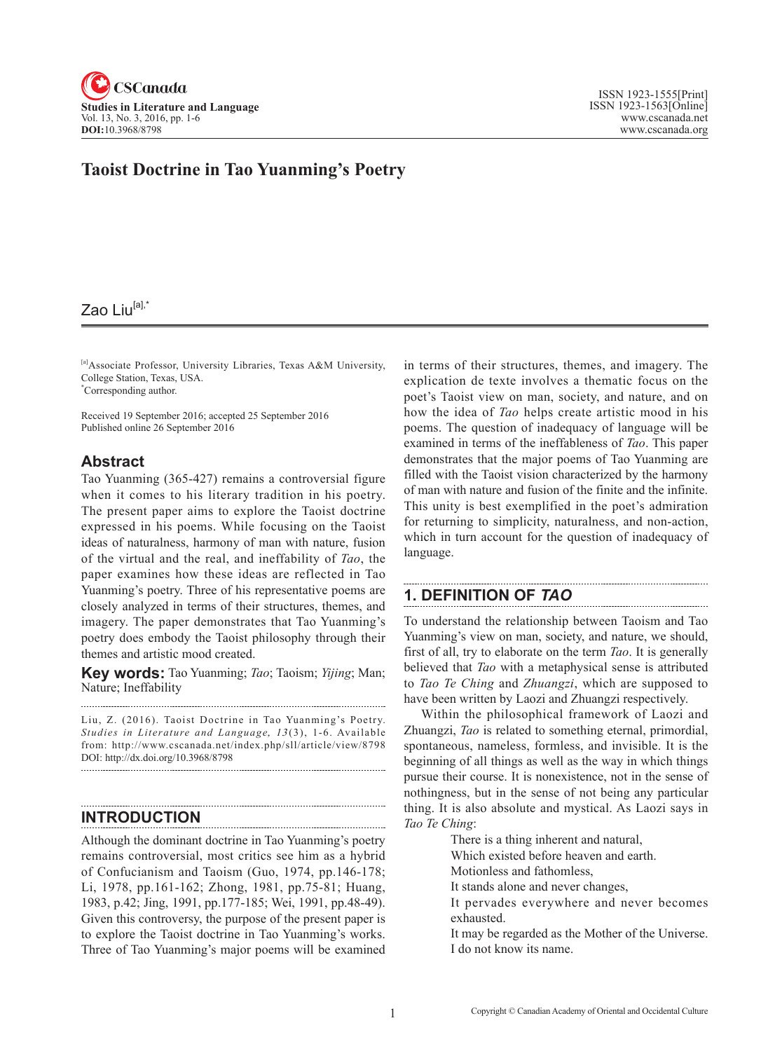# Taoist Doctrine in Tao Yuanming's Poetry

Zao Liu[a],*

[a]Associate Professor, University Libraries, Texas A&M University, College Station, Texas, USA.
*Corresponding author.

Received 19 September 2016; accepted 25 September 2016
Published online 26 September 2016

## Abstract

Tao Yuanming (365-427) remains a controversial figure when it comes to his literary tradition in his poetry. The present paper aims to explore the Taoist doctrine expressed in his poems. While focusing on the Taoist ideas of naturalness, harmony of man with nature, fusion of the virtual and the real, and ineffability of *Tao*, the paper examines how these ideas are reflected in Tao Yuanming's poetry. Three of his representative poems are closely analyzed in terms of their structures, themes, and imagery. The paper demonstrates that Tao Yuanming's poetry does embody the Taoist philosophy through their themes and artistic mood created.

**Key words:** Tao Yuanming; *Tao*; Taoism; *Yijing*; Man; Nature; Ineffability

Liu, Z. (2016). Taoist Doctrine in Tao Yuanming's Poetry. *Studies in Literature and Language, 13*(3), 1-6. Available from: http://www.cscanada.net/index.php/sll/article/view/8798
DOI: http://dx.doi.org/10.3968/8798

## INTRODUCTION

Although the dominant doctrine in Tao Yuanming's poetry remains controversial, most critics see him as a hybrid of Confucianism and Taoism (Guo, 1974, pp.146-178; Li, 1978, pp.161-162; Zhong, 1981, pp.75-81; Huang, 1983, p.42; Jing, 1991, pp.177-185; Wei, 1991, pp.48-49). Given this controversy, the purpose of the present paper is to explore the Taoist doctrine in Tao Yuanming's works. Three of Tao Yuanming's major poems will be examined in terms of their structures, themes, and imagery. The explication de texte involves a thematic focus on the poet's Taoist view on man, society, and nature, and on how the idea of *Tao* helps create artistic mood in his poems. The question of inadequacy of language will be examined in terms of the ineffableness of *Tao*. This paper demonstrates that the major poems of Tao Yuanming are filled with the Taoist vision characterized by the harmony of man with nature and fusion of the finite and the infinite. This unity is best exemplified in the poet's admiration for returning to simplicity, naturalness, and non-action, which in turn account for the question of inadequacy of language.

## 1. DEFINITION OF *TAO*

To understand the relationship between Taoism and Tao Yuanming's view on man, society, and nature, we should, first of all, try to elaborate on the term *Tao*. It is generally believed that *Tao* with a metaphysical sense is attributed to *Tao Te Ching* and *Zhuangzi*, which are supposed to have been written by Laozi and Zhuangzi respectively.

Within the philosophical framework of Laozi and Zhuangzi, *Tao* is related to something eternal, primordial, spontaneous, nameless, formless, and invisible. It is the beginning of all things as well as the way in which things pursue their course. It is nonexistence, not in the sense of nothingness, but in the sense of not being any particular thing. It is also absolute and mystical. As Laozi says in *Tao Te Ching*:

> There is a thing inherent and natural,
> Which existed before heaven and earth.
> Motionless and fathomless,
> It stands alone and never changes,
> It pervades everywhere and never becomes exhausted.
> It may be regarded as the Mother of the Universe.
> I do not know its name.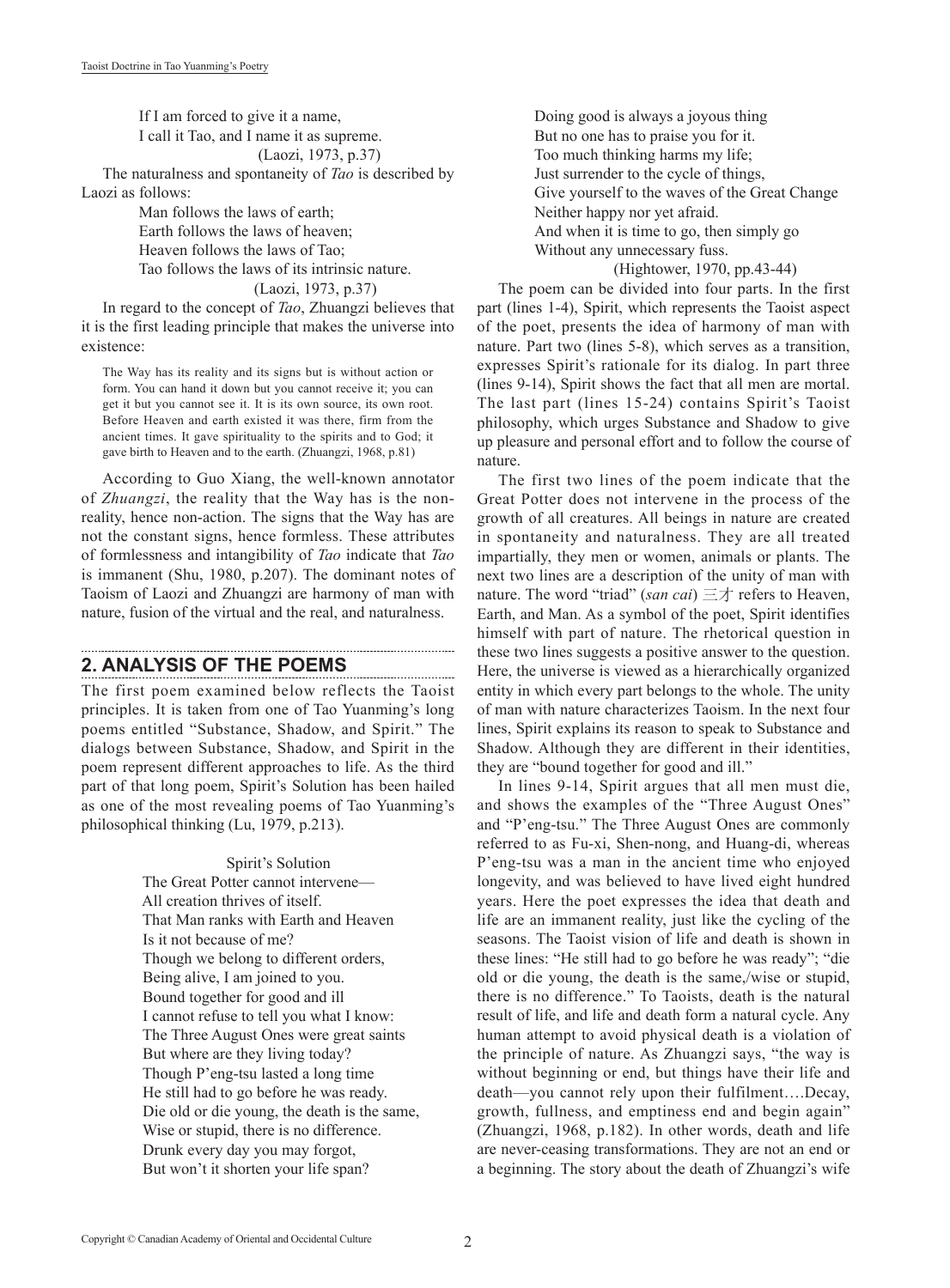If I am forced to give it a name,  
I call it Tao, and I name it as supreme.  
(Laozi, 1973, p.37)

The naturalness and spontaneity of *Tao* is described by Laozi as follows:

Man follows the laws of earth;  
Earth follows the laws of heaven;  
Heaven follows the laws of Tao;  
Tao follows the laws of its intrinsic nature.  
(Laozi, 1973, p.37)

In regard to the concept of *Tao*, Zhuangzi believes that it is the first leading principle that makes the universe into existence:

> The Way has its reality and its signs but is without action or form. You can hand it down but you cannot receive it; you can get it but you cannot see it. It is its own source, its own root. Before Heaven and earth existed it was there, firm from the ancient times. It gave spirituality to the spirits and to God; it gave birth to Heaven and to the earth. (Zhuangzi, 1968, p.81)

According to Guo Xiang, the well-known annotator of *Zhuangzi*, the reality that the Way has is the non-reality, hence non-action. The signs that the Way has are not the constant signs, hence formless. These attributes of formlessness and intangibility of *Tao* indicate that *Tao* is immanent (Shu, 1980, p.207). The dominant notes of Taoism of Laozi and Zhuangzi are harmony of man with nature, fusion of the virtual and the real, and naturalness.

## 2. ANALYSIS OF THE POEMS

The first poem examined below reflects the Taoist principles. It is taken from one of Tao Yuanming's long poems entitled "Substance, Shadow, and Spirit." The dialogs between Substance, Shadow, and Spirit in the poem represent different approaches to life. As the third part of that long poem, Spirit's Solution has been hailed as one of the most revealing poems of Tao Yuanming's philosophical thinking (Lu, 1979, p.213).

Spirit's Solution

The Great Potter cannot intervene—  
All creation thrives of itself.  
That Man ranks with Earth and Heaven  
Is it not because of me?  
Though we belong to different orders,  
Being alive, I am joined to you.  
Bound together for good and ill  
I cannot refuse to tell you what I know:  
The Three August Ones were great saints  
But where are they living today?  
Though P'eng-tsu lasted a long time  
He still had to go before he was ready.  
Die old or die young, the death is the same,  
Wise or stupid, there is no difference.  
Drunk every day you may forgot,  
But won't it shorten your life span?  
Doing good is always a joyous thing  
But no one has to praise you for it.  
Too much thinking harms my life;  
Just surrender to the cycle of things,  
Give yourself to the waves of the Great Change  
Neither happy nor yet afraid.  
And when it is time to go, then simply go  
Without any unnecessary fuss.  
(Hightower, 1970, pp.43-44)

The poem can be divided into four parts. In the first part (lines 1-4), Spirit, which represents the Taoist aspect of the poet, presents the idea of harmony of man with nature. Part two (lines 5-8), which serves as a transition, expresses Spirit's rationale for its dialog. In part three (lines 9-14), Spirit shows the fact that all men are mortal. The last part (lines 15-24) contains Spirit's Taoist philosophy, which urges Substance and Shadow to give up pleasure and personal effort and to follow the course of nature.

The first two lines of the poem indicate that the Great Potter does not intervene in the process of the growth of all creatures. All beings in nature are created in spontaneity and naturalness. They are all treated impartially, they men or women, animals or plants. The next two lines are a description of the unity of man with nature. The word "triad" (*san cai*) 三才 refers to Heaven, Earth, and Man. As a symbol of the poet, Spirit identifies himself with part of nature. The rhetorical question in these two lines suggests a positive answer to the question. Here, the universe is viewed as a hierarchically organized entity in which every part belongs to the whole. The unity of man with nature characterizes Taoism. In the next four lines, Spirit explains its reason to speak to Substance and Shadow. Although they are different in their identities, they are "bound together for good and ill."

In lines 9-14, Spirit argues that all men must die, and shows the examples of the "Three August Ones" and "P'eng-tsu." The Three August Ones are commonly referred to as Fu-xi, Shen-nong, and Huang-di, whereas P'eng-tsu was a man in the ancient time who enjoyed longevity, and was believed to have lived eight hundred years. Here the poet expresses the idea that death and life are an immanent reality, just like the cycling of the seasons. The Taoist vision of life and death is shown in these lines: "He still had to go before he was ready"; "die old or die young, the death is the same,/wise or stupid, there is no difference." To Taoists, death is the natural result of life, and life and death form a natural cycle. Any human attempt to avoid physical death is a violation of the principle of nature. As Zhuangzi says, "the way is without beginning or end, but things have their life and death—you cannot rely upon their fulfilment….Decay, growth, fullness, and emptiness end and begin again" (Zhuangzi, 1968, p.182). In other words, death and life are never-ceasing transformations. They are not an end or a beginning. The story about the death of Zhuangzi's wife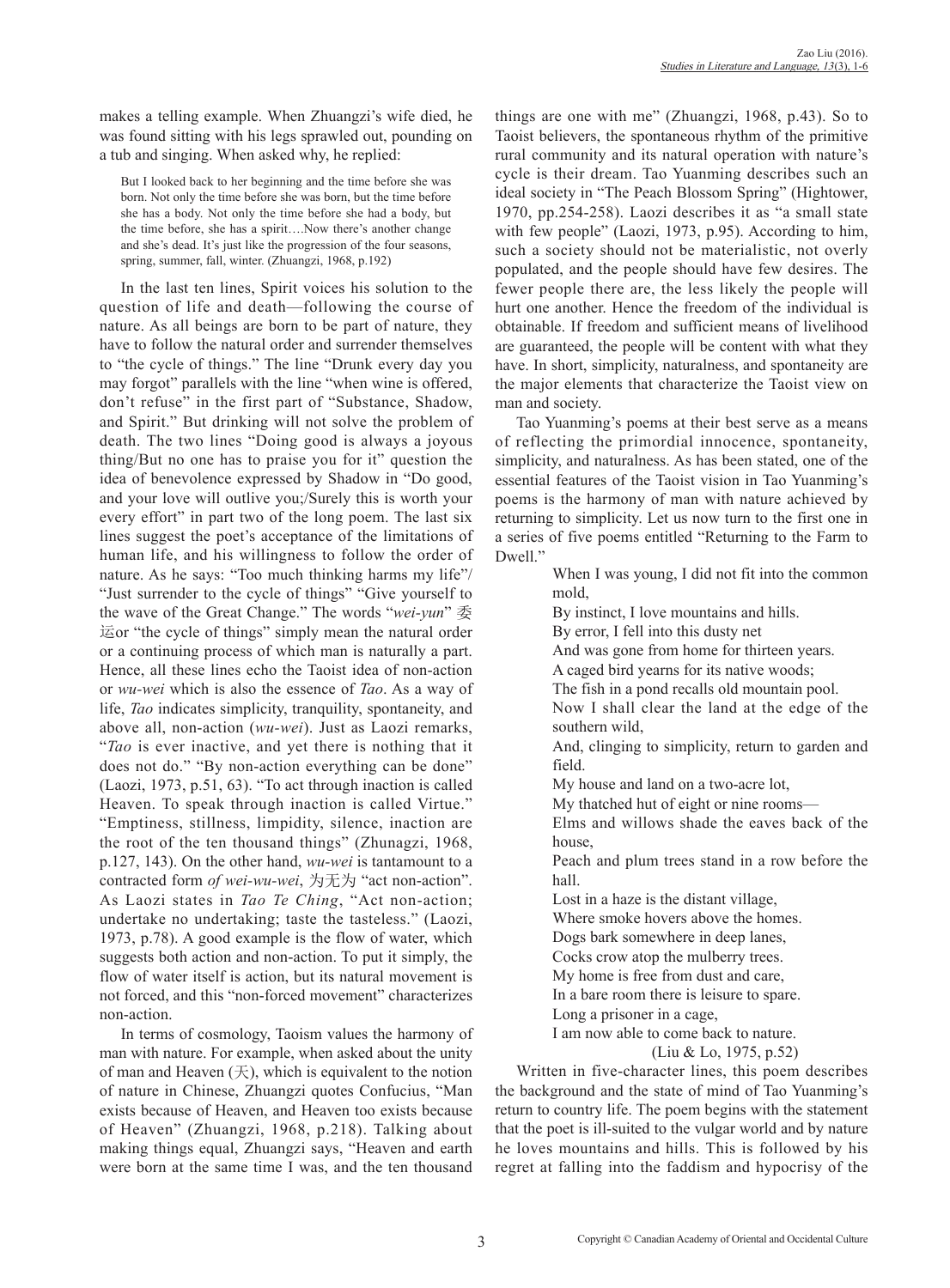makes a telling example. When Zhuangzi's wife died, he was found sitting with his legs sprawled out, pounding on a tub and singing. When asked why, he replied:

> But I looked back to her beginning and the time before she was born. Not only the time before she was born, but the time before she has a body. Not only the time before she had a body, but the time before, she has a spirit….Now there's another change and she's dead. It's just like the progression of the four seasons, spring, summer, fall, winter. (Zhuangzi, 1968, p.192)

In the last ten lines, Spirit voices his solution to the question of life and death—following the course of nature. As all beings are born to be part of nature, they have to follow the natural order and surrender themselves to "the cycle of things." The line "Drunk every day you may forgot" parallels with the line "when wine is offered, don't refuse" in the first part of "Substance, Shadow, and Spirit." But drinking will not solve the problem of death. The two lines "Doing good is always a joyous thing/But no one has to praise you for it" question the idea of benevolence expressed by Shadow in "Do good, and your love will outlive you;/Surely this is worth your every effort" in part two of the long poem. The last six lines suggest the poet's acceptance of the limitations of human life, and his willingness to follow the order of nature. As he says: "Too much thinking harms my life"/ "Just surrender to the cycle of things" "Give yourself to the wave of the Great Change." The words "*wei-yun*" 委运or "the cycle of things" simply mean the natural order or a continuing process of which man is naturally a part. Hence, all these lines echo the Taoist idea of non-action or *wu-wei* which is also the essence of *Tao*. As a way of life, *Tao* indicates simplicity, tranquility, spontaneity, and above all, non-action (*wu-wei*). Just as Laozi remarks, "*Tao* is ever inactive, and yet there is nothing that it does not do." "By non-action everything can be done" (Laozi, 1973, p.51, 63). "To act through inaction is called Heaven. To speak through inaction is called Virtue." "Emptiness, stillness, limpidity, silence, inaction are the root of the ten thousand things" (Zhunagzi, 1968, p.127, 143). On the other hand, *wu-wei* is tantamount to a contracted form *of wei-wu-wei*, 为无为 "act non-action". As Laozi states in *Tao Te Ching*, "Act non-action; undertake no undertaking; taste the tasteless." (Laozi, 1973, p.78). A good example is the flow of water, which suggests both action and non-action. To put it simply, the flow of water itself is action, but its natural movement is not forced, and this "non-forced movement" characterizes non-action.

In terms of cosmology, Taoism values the harmony of man with nature. For example, when asked about the unity of man and Heaven (天), which is equivalent to the notion of nature in Chinese, Zhuangzi quotes Confucius, "Man exists because of Heaven, and Heaven too exists because of Heaven" (Zhuangzi, 1968, p.218). Talking about making things equal, Zhuangzi says, "Heaven and earth were born at the same time I was, and the ten thousand things are one with me" (Zhuangzi, 1968, p.43). So to Taoist believers, the spontaneous rhythm of the primitive rural community and its natural operation with nature's cycle is their dream. Tao Yuanming describes such an ideal society in "The Peach Blossom Spring" (Hightower, 1970, pp.254-258). Laozi describes it as "a small state with few people" (Laozi, 1973, p.95). According to him, such a society should not be materialistic, not overly populated, and the people should have few desires. The fewer people there are, the less likely the people will hurt one another. Hence the freedom of the individual is obtainable. If freedom and sufficient means of livelihood are guaranteed, the people will be content with what they have. In short, simplicity, naturalness, and spontaneity are the major elements that characterize the Taoist view on man and society.

Tao Yuanming's poems at their best serve as a means of reflecting the primordial innocence, spontaneity, simplicity, and naturalness. As has been stated, one of the essential features of the Taoist vision in Tao Yuanming's poems is the harmony of man with nature achieved by returning to simplicity. Let us now turn to the first one in a series of five poems entitled "Returning to the Farm to Dwell."

> When I was young, I did not fit into the common mold,
> By instinct, I love mountains and hills.
> By error, I fell into this dusty net
> And was gone from home for thirteen years.
> A caged bird yearns for its native woods;
> The fish in a pond recalls old mountain pool.
> Now I shall clear the land at the edge of the southern wild,
> And, clinging to simplicity, return to garden and field.
> My house and land on a two-acre lot,
> My thatched hut of eight or nine rooms—
> Elms and willows shade the eaves back of the house,
> Peach and plum trees stand in a row before the hall.
> Lost in a haze is the distant village,
> Where smoke hovers above the homes.
> Dogs bark somewhere in deep lanes,
> Cocks crow atop the mulberry trees.
> My home is free from dust and care,
> In a bare room there is leisure to spare.
> Long a prisoner in a cage,
> I am now able to come back to nature.
> (Liu & Lo, 1975, p.52)

Written in five-character lines, this poem describes the background and the state of mind of Tao Yuanming's return to country life. The poem begins with the statement that the poet is ill-suited to the vulgar world and by nature he loves mountains and hills. This is followed by his regret at falling into the faddism and hypocrisy of the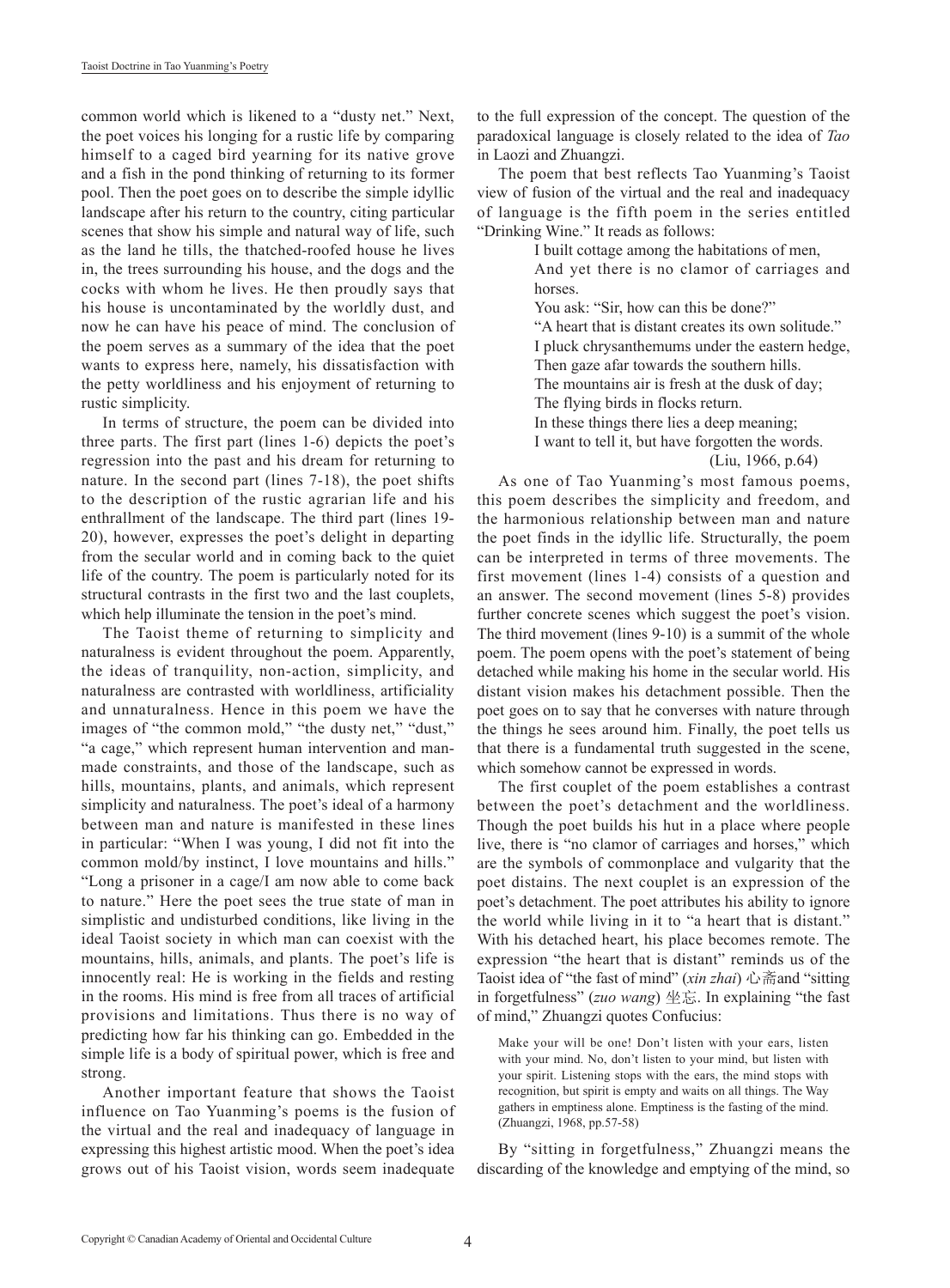common world which is likened to a "dusty net." Next, the poet voices his longing for a rustic life by comparing himself to a caged bird yearning for its native grove and a fish in the pond thinking of returning to its former pool. Then the poet goes on to describe the simple idyllic landscape after his return to the country, citing particular scenes that show his simple and natural way of life, such as the land he tills, the thatched-roofed house he lives in, the trees surrounding his house, and the dogs and the cocks with whom he lives. He then proudly says that his house is uncontaminated by the worldly dust, and now he can have his peace of mind. The conclusion of the poem serves as a summary of the idea that the poet wants to express here, namely, his dissatisfaction with the petty worldliness and his enjoyment of returning to rustic simplicity.

In terms of structure, the poem can be divided into three parts. The first part (lines 1-6) depicts the poet's regression into the past and his dream for returning to nature. In the second part (lines 7-18), the poet shifts to the description of the rustic agrarian life and his enthrallment of the landscape. The third part (lines 19-20), however, expresses the poet's delight in departing from the secular world and in coming back to the quiet life of the country. The poem is particularly noted for its structural contrasts in the first two and the last couplets, which help illuminate the tension in the poet's mind.

The Taoist theme of returning to simplicity and naturalness is evident throughout the poem. Apparently, the ideas of tranquility, non-action, simplicity, and naturalness are contrasted with worldliness, artificiality and unnaturalness. Hence in this poem we have the images of "the common mold," "the dusty net," "dust," "a cage," which represent human intervention and man-made constraints, and those of the landscape, such as hills, mountains, plants, and animals, which represent simplicity and naturalness. The poet's ideal of a harmony between man and nature is manifested in these lines in particular: "When I was young, I did not fit into the common mold/by instinct, I love mountains and hills." "Long a prisoner in a cage/I am now able to come back to nature." Here the poet sees the true state of man in simplistic and undisturbed conditions, like living in the ideal Taoist society in which man can coexist with the mountains, hills, animals, and plants. The poet's life is innocently real: He is working in the fields and resting in the rooms. His mind is free from all traces of artificial provisions and limitations. Thus there is no way of predicting how far his thinking can go. Embedded in the simple life is a body of spiritual power, which is free and strong.

Another important feature that shows the Taoist influence on Tao Yuanming's poems is the fusion of the virtual and the real and inadequacy of language in expressing this highest artistic mood. When the poet's idea grows out of his Taoist vision, words seem inadequate to the full expression of the concept. The question of the paradoxical language is closely related to the idea of *Tao* in Laozi and Zhuangzi.

The poem that best reflects Tao Yuanming's Taoist view of fusion of the virtual and the real and inadequacy of language is the fifth poem in the series entitled "Drinking Wine." It reads as follows:

> I built cottage among the habitations of men,
> And yet there is no clamor of carriages and horses.
> You ask: "Sir, how can this be done?"
> "A heart that is distant creates its own solitude."
> I pluck chrysanthemums under the eastern hedge,
> Then gaze afar towards the southern hills.
> The mountains air is fresh at the dusk of day;
> The flying birds in flocks return.
> In these things there lies a deep meaning;
> I want to tell it, but have forgotten the words.
> (Liu, 1966, p.64)

As one of Tao Yuanming's most famous poems, this poem describes the simplicity and freedom, and the harmonious relationship between man and nature the poet finds in the idyllic life. Structurally, the poem can be interpreted in terms of three movements. The first movement (lines 1-4) consists of a question and an answer. The second movement (lines 5-8) provides further concrete scenes which suggest the poet's vision. The third movement (lines 9-10) is a summit of the whole poem. The poem opens with the poet's statement of being detached while making his home in the secular world. His distant vision makes his detachment possible. Then the poet goes on to say that he converses with nature through the things he sees around him. Finally, the poet tells us that there is a fundamental truth suggested in the scene, which somehow cannot be expressed in words.

The first couplet of the poem establishes a contrast between the poet's detachment and the worldliness. Though the poet builds his hut in a place where people live, there is "no clamor of carriages and horses," which are the symbols of commonplace and vulgarity that the poet distains. The next couplet is an expression of the poet's detachment. The poet attributes his ability to ignore the world while living in it to "a heart that is distant." With his detached heart, his place becomes remote. The expression "the heart that is distant" reminds us of the Taoist idea of "the fast of mind" (*xin zhai*) 心斋and "sitting in forgetfulness" (*zuo wang*) 坐忘. In explaining "the fast of mind," Zhuangzi quotes Confucius:

> Make your will be one! Don't listen with your ears, listen with your mind. No, don't listen to your mind, but listen with your spirit. Listening stops with the ears, the mind stops with recognition, but spirit is empty and waits on all things. The Way gathers in emptiness alone. Emptiness is the fasting of the mind. (Zhuangzi, 1968, pp.57-58)

By "sitting in forgetfulness," Zhuangzi means the discarding of the knowledge and emptying of the mind, so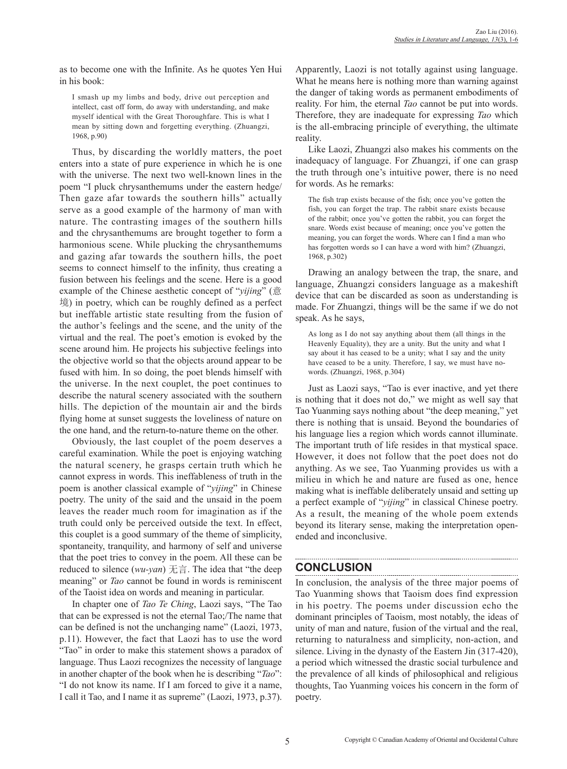as to become one with the Infinite. As he quotes Yen Hui in his book:

> I smash up my limbs and body, drive out perception and intellect, cast off form, do away with understanding, and make myself identical with the Great Thoroughfare. This is what I mean by sitting down and forgetting everything. (Zhuangzi, 1968, p.90)

Thus, by discarding the worldly matters, the poet enters into a state of pure experience in which he is one with the universe. The next two well-known lines in the poem "I pluck chrysanthemums under the eastern hedge/ Then gaze afar towards the southern hills" actually serve as a good example of the harmony of man with nature. The contrasting images of the southern hills and the chrysanthemums are brought together to form a harmonious scene. While plucking the chrysanthemums and gazing afar towards the southern hills, the poet seems to connect himself to the infinity, thus creating a fusion between his feelings and the scene. Here is a good example of the Chinese aesthetic concept of "*yijing*" (意境) in poetry, which can be roughly defined as a perfect but ineffable artistic state resulting from the fusion of the author's feelings and the scene, and the unity of the virtual and the real. The poet's emotion is evoked by the scene around him. He projects his subjective feelings into the objective world so that the objects around appear to be fused with him. In so doing, the poet blends himself with the universe. In the next couplet, the poet continues to describe the natural scenery associated with the southern hills. The depiction of the mountain air and the birds flying home at sunset suggests the loveliness of nature on the one hand, and the return-to-nature theme on the other.

Obviously, the last couplet of the poem deserves a careful examination. While the poet is enjoying watching the natural scenery, he grasps certain truth which he cannot express in words. This ineffableness of truth in the poem is another classical example of "*yijing*" in Chinese poetry. The unity of the said and the unsaid in the poem leaves the reader much room for imagination as if the truth could only be perceived outside the text. In effect, this couplet is a good summary of the theme of simplicity, spontaneity, tranquility, and harmony of self and universe that the poet tries to convey in the poem. All these can be reduced to silence (*wu-yan*) 无言. The idea that "the deep meaning" or *Tao* cannot be found in words is reminiscent of the Taoist idea on words and meaning in particular.

In chapter one of *Tao Te Ching*, Laozi says, "The Tao that can be expressed is not the eternal Tao;/The name that can be defined is not the unchanging name" (Laozi, 1973, p.11). However, the fact that Laozi has to use the word "Tao" in order to make this statement shows a paradox of language. Thus Laozi recognizes the necessity of language in another chapter of the book when he is describing "*Tao*": "I do not know its name. If I am forced to give it a name, I call it Tao, and I name it as supreme" (Laozi, 1973, p.37). Apparently, Laozi is not totally against using language. What he means here is nothing more than warning against the danger of taking words as permanent embodiments of reality. For him, the eternal *Tao* cannot be put into words. Therefore, they are inadequate for expressing *Tao* which is the all-embracing principle of everything, the ultimate reality.

Like Laozi, Zhuangzi also makes his comments on the inadequacy of language. For Zhuangzi, if one can grasp the truth through one's intuitive power, there is no need for words. As he remarks:

> The fish trap exists because of the fish; once you've gotten the fish, you can forget the trap. The rabbit snare exists because of the rabbit; once you've gotten the rabbit, you can forget the snare. Words exist because of meaning; once you've gotten the meaning, you can forget the words. Where can I find a man who has forgotten words so I can have a word with him? (Zhuangzi, 1968, p.302)

Drawing an analogy between the trap, the snare, and language, Zhuangzi considers language as a makeshift device that can be discarded as soon as understanding is made. For Zhuangzi, things will be the same if we do not speak. As he says,

> As long as I do not say anything about them (all things in the Heavenly Equality), they are a unity. But the unity and what I say about it has ceased to be a unity; what I say and the unity have ceased to be a unity. Therefore, I say, we must have no-words. (Zhuangzi, 1968, p.304)

Just as Laozi says, "Tao is ever inactive, and yet there is nothing that it does not do," we might as well say that Tao Yuanming says nothing about "the deep meaning," yet there is nothing that is unsaid. Beyond the boundaries of his language lies a region which words cannot illuminate. The important truth of life resides in that mystical space. However, it does not follow that the poet does not do anything. As we see, Tao Yuanming provides us with a milieu in which he and nature are fused as one, hence making what is ineffable deliberately unsaid and setting up a perfect example of "*yijing*" in classical Chinese poetry. As a result, the meaning of the whole poem extends beyond its literary sense, making the interpretation open-ended and inconclusive.

## CONCLUSION

In conclusion, the analysis of the three major poems of Tao Yuanming shows that Taoism does find expression in his poetry. The poems under discussion echo the dominant principles of Taoism, most notably, the ideas of unity of man and nature, fusion of the virtual and the real, returning to naturalness and simplicity, non-action, and silence. Living in the dynasty of the Eastern Jin (317-420), a period which witnessed the drastic social turbulence and the prevalence of all kinds of philosophical and religious thoughts, Tao Yuanming voices his concern in the form of poetry.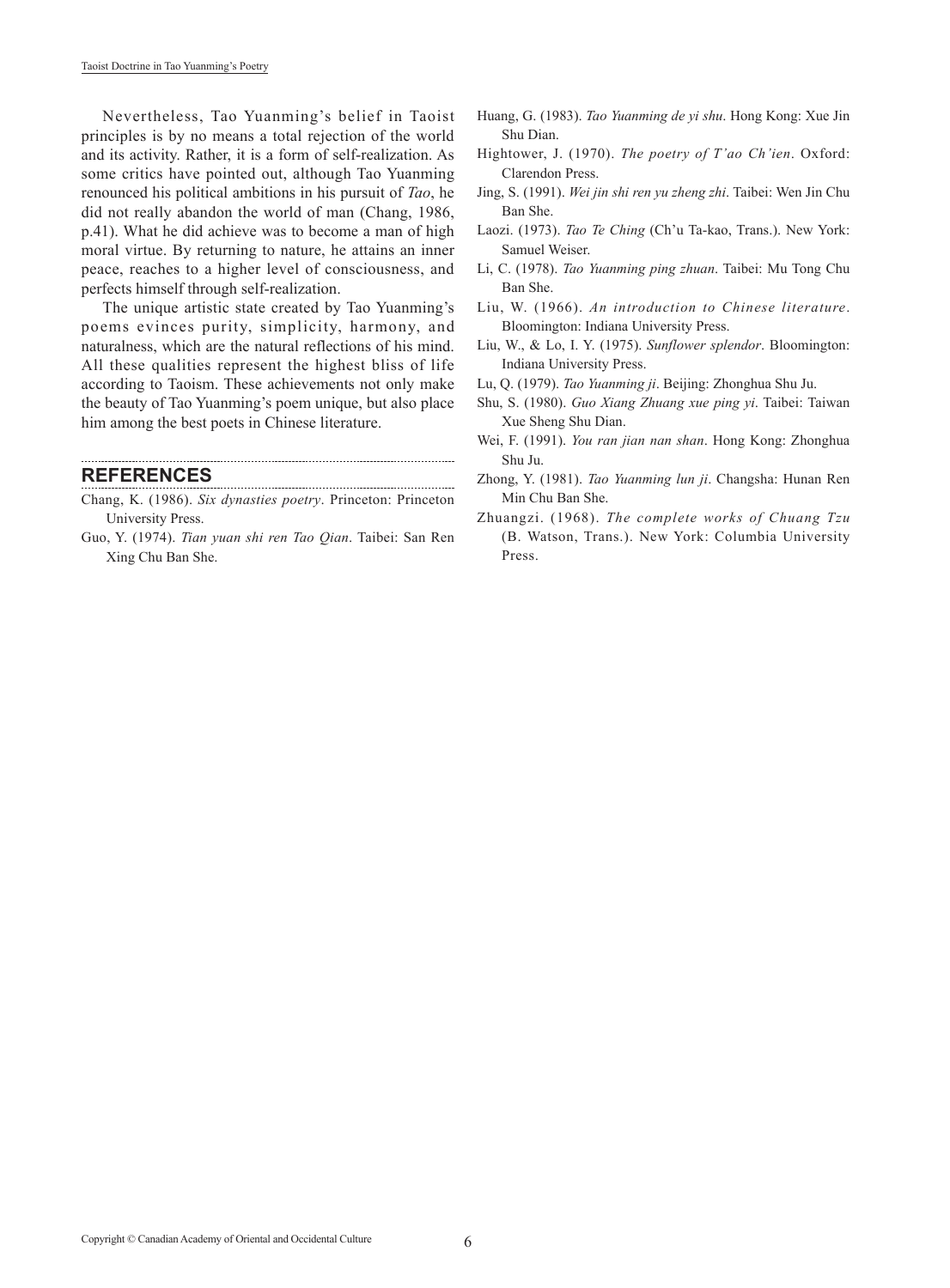Nevertheless, Tao Yuanming's belief in Taoist principles is by no means a total rejection of the world and its activity. Rather, it is a form of self-realization. As some critics have pointed out, although Tao Yuanming renounced his political ambitions in his pursuit of *Tao*, he did not really abandon the world of man (Chang, 1986, p.41). What he did achieve was to become a man of high moral virtue. By returning to nature, he attains an inner peace, reaches to a higher level of consciousness, and perfects himself through self-realization.

The unique artistic state created by Tao Yuanming's poems evinces purity, simplicity, harmony, and naturalness, which are the natural reflections of his mind. All these qualities represent the highest bliss of life according to Taoism. These achievements not only make the beauty of Tao Yuanming's poem unique, but also place him among the best poets in Chinese literature.

## REFERENCES

Chang, K. (1986). *Six dynasties poetry*. Princeton: Princeton University Press.

Guo, Y. (1974). *Tian yuan shi ren Tao Qian*. Taibei: San Ren Xing Chu Ban She.

Huang, G. (1983). *Tao Yuanming de yi shu*. Hong Kong: Xue Jin Shu Dian.

Hightower, J. (1970). *The poetry of T'ao Ch'ien*. Oxford: Clarendon Press.

Jing, S. (1991). *Wei jin shi ren yu zheng zhi*. Taibei: Wen Jin Chu Ban She.

Laozi. (1973). *Tao Te Ching* (Ch'u Ta-kao, Trans.). New York: Samuel Weiser.

Li, C. (1978). *Tao Yuanming ping zhuan*. Taibei: Mu Tong Chu Ban She.

Liu, W. (1966). *An introduction to Chinese literature*. Bloomington: Indiana University Press.

Liu, W., & Lo, I. Y. (1975). *Sunflower splendor*. Bloomington: Indiana University Press.

Lu, Q. (1979). *Tao Yuanming ji*. Beijing: Zhonghua Shu Ju.

Shu, S. (1980). *Guo Xiang Zhuang xue ping yi*. Taibei: Taiwan Xue Sheng Shu Dian.

Wei, F. (1991). *You ran jian nan shan*. Hong Kong: Zhonghua Shu Ju.

Zhong, Y. (1981). *Tao Yuanming lun ji*. Changsha: Hunan Ren Min Chu Ban She.

Zhuangzi. (1968). *The complete works of Chuang Tzu* (B. Watson, Trans.). New York: Columbia University Press.